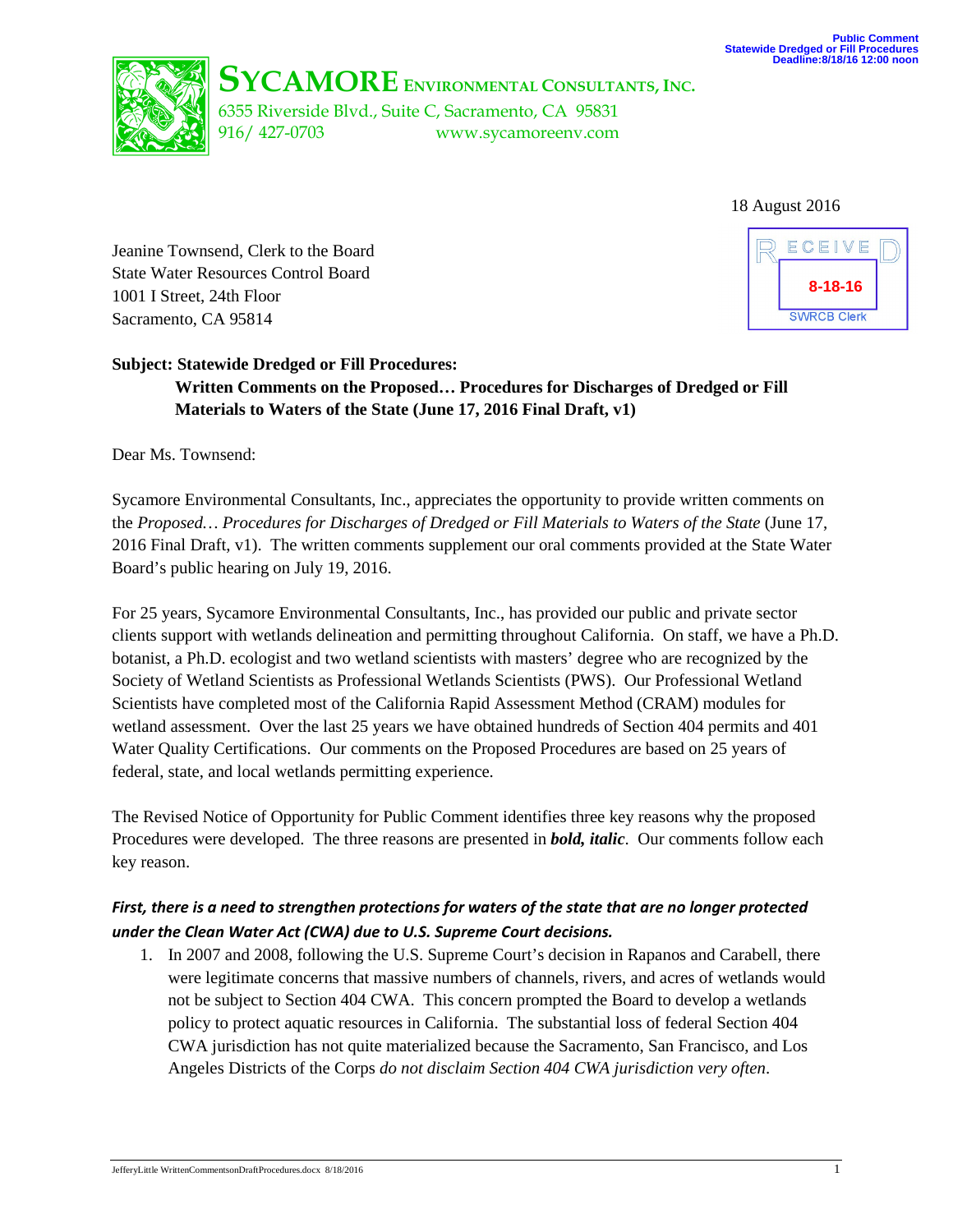Public Comment
Statewide Dredged or Fill Procedures
Deadline:8/18/16 12:00 noon

**SYCAMORE ENVIRONMENTAL CONSULTANTS, INC.**
6355 Riverside Blvd., Suite C, Sacramento, CA 95831
916/ 427-0703 www.sycamoreenv.com

18 August 2016

RECEIVED
8-18-16
SWRCB Clerk

Jeanine Townsend, Clerk to the Board
State Water Resources Control Board
1001 I Street, 24th Floor
Sacramento, CA 95814

**Subject: Statewide Dredged or Fill Procedures:
Written Comments on the Proposed… Procedures for Discharges of Dredged or Fill Materials to Waters of the State (June 17, 2016 Final Draft, v1)**

Dear Ms. Townsend:

Sycamore Environmental Consultants, Inc., appreciates the opportunity to provide written comments on the *Proposed… Procedures for Discharges of Dredged or Fill Materials to Waters of the State* (June 17, 2016 Final Draft, v1). The written comments supplement our oral comments provided at the State Water Board's public hearing on July 19, 2016.

For 25 years, Sycamore Environmental Consultants, Inc., has provided our public and private sector clients support with wetlands delineation and permitting throughout California. On staff, we have a Ph.D. botanist, a Ph.D. ecologist and two wetland scientists with masters' degree who are recognized by the Society of Wetland Scientists as Professional Wetlands Scientists (PWS). Our Professional Wetland Scientists have completed most of the California Rapid Assessment Method (CRAM) modules for wetland assessment. Over the last 25 years we have obtained hundreds of Section 404 permits and 401 Water Quality Certifications. Our comments on the Proposed Procedures are based on 25 years of federal, state, and local wetlands permitting experience.

The Revised Notice of Opportunity for Public Comment identifies three key reasons why the proposed Procedures were developed. The three reasons are presented in ***bold, italic***. Our comments follow each key reason.

***First, there is a need to strengthen protections for waters of the state that are no longer protected under the Clean Water Act (CWA) due to U.S. Supreme Court decisions.***

1. In 2007 and 2008, following the U.S. Supreme Court's decision in Rapanos and Carabell, there were legitimate concerns that massive numbers of channels, rivers, and acres of wetlands would not be subject to Section 404 CWA. This concern prompted the Board to develop a wetlands policy to protect aquatic resources in California. The substantial loss of federal Section 404 CWA jurisdiction has not quite materialized because the Sacramento, San Francisco, and Los Angeles Districts of the Corps *do not disclaim Section 404 CWA jurisdiction very often*.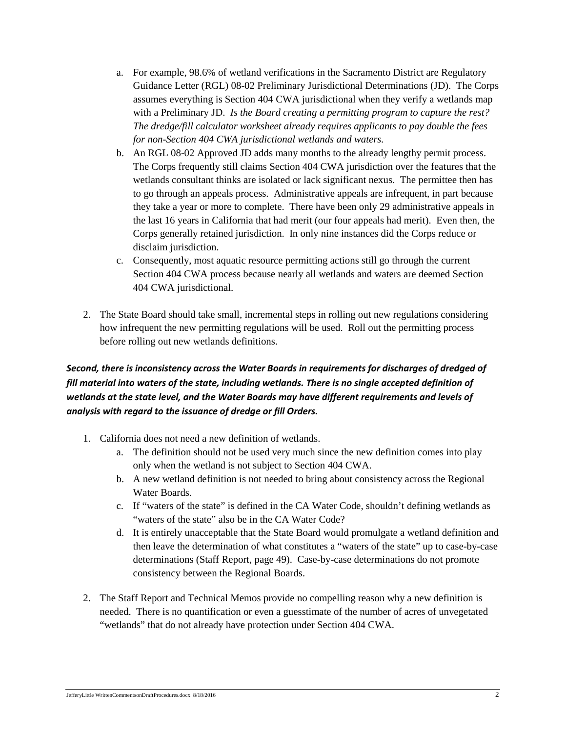a. For example, 98.6% of wetland verifications in the Sacramento District are Regulatory Guidance Letter (RGL) 08-02 Preliminary Jurisdictional Determinations (JD). The Corps assumes everything is Section 404 CWA jurisdictional when they verify a wetlands map with a Preliminary JD. *Is the Board creating a permitting program to capture the rest? The dredge/fill calculator worksheet already requires applicants to pay double the fees for non-Section 404 CWA jurisdictional wetlands and waters.*

b. An RGL 08-02 Approved JD adds many months to the already lengthy permit process. The Corps frequently still claims Section 404 CWA jurisdiction over the features that the wetlands consultant thinks are isolated or lack significant nexus. The permittee then has to go through an appeals process. Administrative appeals are infrequent, in part because they take a year or more to complete. There have been only 29 administrative appeals in the last 16 years in California that had merit (our four appeals had merit). Even then, the Corps generally retained jurisdiction. In only nine instances did the Corps reduce or disclaim jurisdiction.

c. Consequently, most aquatic resource permitting actions still go through the current Section 404 CWA process because nearly all wetlands and waters are deemed Section 404 CWA jurisdictional.

2. The State Board should take small, incremental steps in rolling out new regulations considering how infrequent the new permitting regulations will be used. Roll out the permitting process before rolling out new wetlands definitions.

***Second, there is inconsistency across the Water Boards in requirements for discharges of dredged of fill material into waters of the state, including wetlands. There is no single accepted definition of wetlands at the state level, and the Water Boards may have different requirements and levels of analysis with regard to the issuance of dredge or fill Orders.***

1. California does not need a new definition of wetlands.
   a. The definition should not be used very much since the new definition comes into play only when the wetland is not subject to Section 404 CWA.
   b. A new wetland definition is not needed to bring about consistency across the Regional Water Boards.
   c. If "waters of the state" is defined in the CA Water Code, shouldn't defining wetlands as "waters of the state" also be in the CA Water Code?
   d. It is entirely unacceptable that the State Board would promulgate a wetland definition and then leave the determination of what constitutes a "waters of the state" up to case-by-case determinations (Staff Report, page 49). Case-by-case determinations do not promote consistency between the Regional Boards.

2. The Staff Report and Technical Memos provide no compelling reason why a new definition is needed. There is no quantification or even a guesstimate of the number of acres of unvegetated "wetlands" that do not already have protection under Section 404 CWA.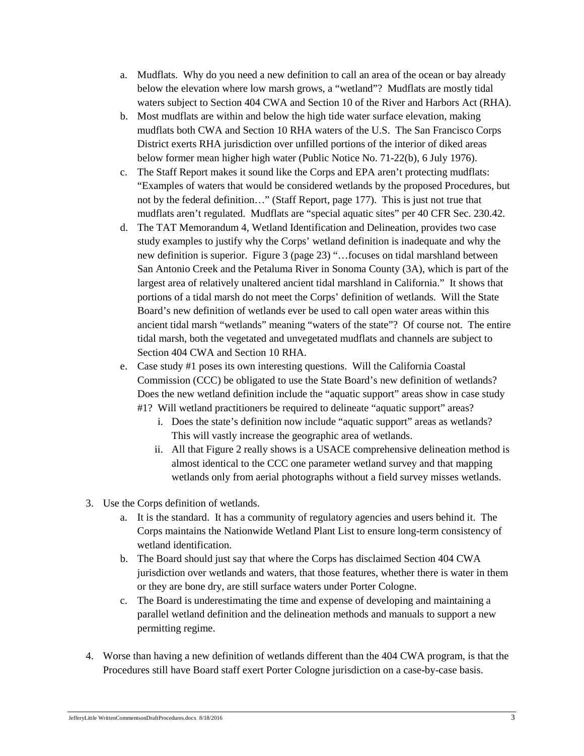a. Mudflats. Why do you need a new definition to call an area of the ocean or bay already below the elevation where low marsh grows, a "wetland"? Mudflats are mostly tidal waters subject to Section 404 CWA and Section 10 of the River and Harbors Act (RHA).

b. Most mudflats are within and below the high tide water surface elevation, making mudflats both CWA and Section 10 RHA waters of the U.S. The San Francisco Corps District exerts RHA jurisdiction over unfilled portions of the interior of diked areas below former mean higher high water (Public Notice No. 71-22(b), 6 July 1976).

c. The Staff Report makes it sound like the Corps and EPA aren't protecting mudflats: "Examples of waters that would be considered wetlands by the proposed Procedures, but not by the federal definition…" (Staff Report, page 177). This is just not true that mudflats aren't regulated. Mudflats are "special aquatic sites" per 40 CFR Sec. 230.42.

d. The TAT Memorandum 4, Wetland Identification and Delineation, provides two case study examples to justify why the Corps' wetland definition is inadequate and why the new definition is superior. Figure 3 (page 23) "…focuses on tidal marshland between San Antonio Creek and the Petaluma River in Sonoma County (3A), which is part of the largest area of relatively unaltered ancient tidal marshland in California." It shows that portions of a tidal marsh do not meet the Corps' definition of wetlands. Will the State Board's new definition of wetlands ever be used to call open water areas within this ancient tidal marsh "wetlands" meaning "waters of the state"? Of course not. The entire tidal marsh, both the vegetated and unvegetated mudflats and channels are subject to Section 404 CWA and Section 10 RHA.

e. Case study #1 poses its own interesting questions. Will the California Coastal Commission (CCC) be obligated to use the State Board's new definition of wetlands? Does the new wetland definition include the "aquatic support" areas show in case study #1? Will wetland practitioners be required to delineate "aquatic support" areas?
   i. Does the state's definition now include "aquatic support" areas as wetlands? This will vastly increase the geographic area of wetlands.
   ii. All that Figure 2 really shows is a USACE comprehensive delineation method is almost identical to the CCC one parameter wetland survey and that mapping wetlands only from aerial photographs without a field survey misses wetlands.

3. Use the Corps definition of wetlands.
   a. It is the standard. It has a community of regulatory agencies and users behind it. The Corps maintains the Nationwide Wetland Plant List to ensure long-term consistency of wetland identification.
   b. The Board should just say that where the Corps has disclaimed Section 404 CWA jurisdiction over wetlands and waters, that those features, whether there is water in them or they are bone dry, are still surface waters under Porter Cologne.
   c. The Board is underestimating the time and expense of developing and maintaining a parallel wetland definition and the delineation methods and manuals to support a new permitting regime.

4. Worse than having a new definition of wetlands different than the 404 CWA program, is that the Procedures still have Board staff exert Porter Cologne jurisdiction on a case-by-case basis.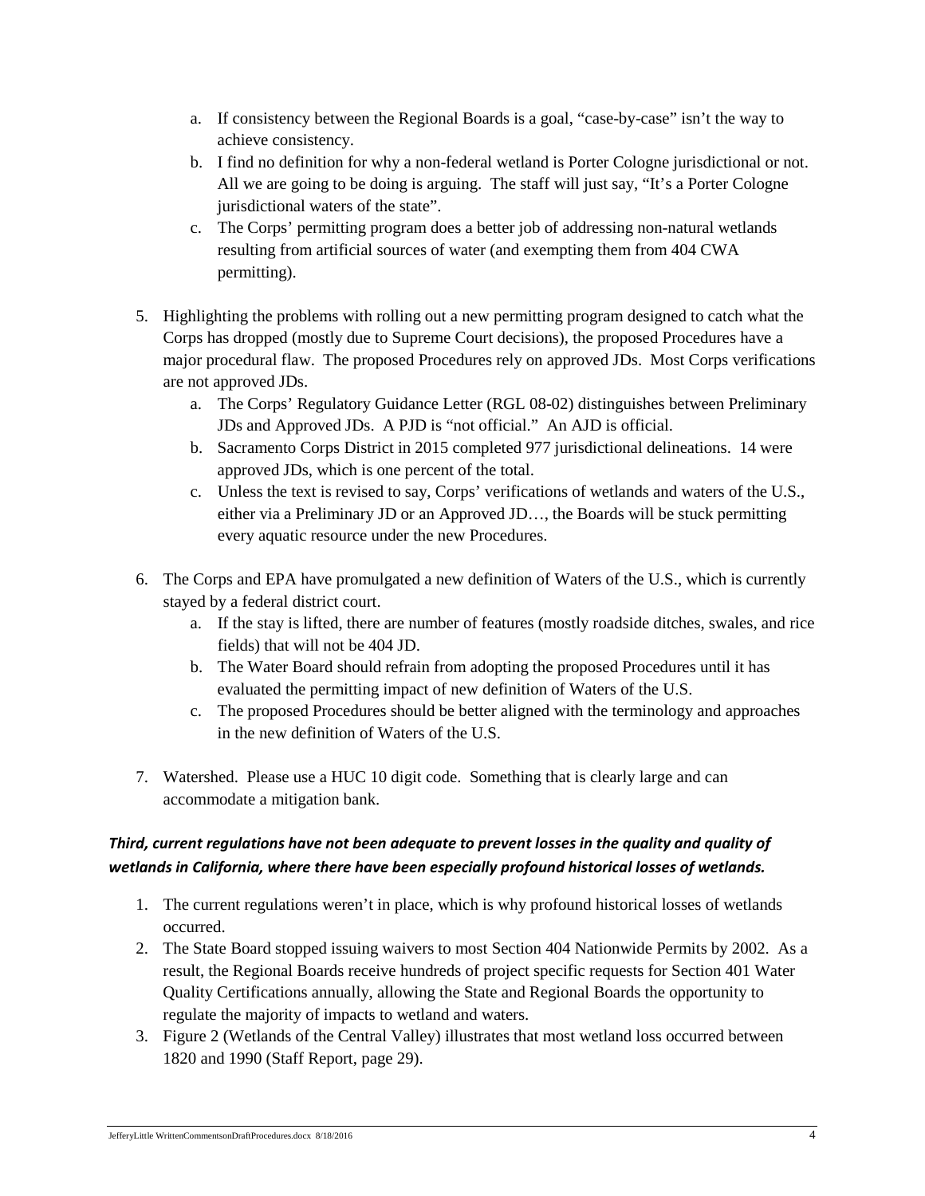a. If consistency between the Regional Boards is a goal, "case-by-case" isn't the way to achieve consistency.
b. I find no definition for why a non-federal wetland is Porter Cologne jurisdictional or not. All we are going to be doing is arguing. The staff will just say, "It's a Porter Cologne jurisdictional waters of the state".
c. The Corps' permitting program does a better job of addressing non-natural wetlands resulting from artificial sources of water (and exempting them from 404 CWA permitting).

5. Highlighting the problems with rolling out a new permitting program designed to catch what the Corps has dropped (mostly due to Supreme Court decisions), the proposed Procedures have a major procedural flaw. The proposed Procedures rely on approved JDs. Most Corps verifications are not approved JDs.
   a. The Corps' Regulatory Guidance Letter (RGL 08-02) distinguishes between Preliminary JDs and Approved JDs. A PJD is "not official." An AJD is official.
   b. Sacramento Corps District in 2015 completed 977 jurisdictional delineations. 14 were approved JDs, which is one percent of the total.
   c. Unless the text is revised to say, Corps' verifications of wetlands and waters of the U.S., either via a Preliminary JD or an Approved JD…, the Boards will be stuck permitting every aquatic resource under the new Procedures.

6. The Corps and EPA have promulgated a new definition of Waters of the U.S., which is currently stayed by a federal district court.
   a. If the stay is lifted, there are number of features (mostly roadside ditches, swales, and rice fields) that will not be 404 JD.
   b. The Water Board should refrain from adopting the proposed Procedures until it has evaluated the permitting impact of new definition of Waters of the U.S.
   c. The proposed Procedures should be better aligned with the terminology and approaches in the new definition of Waters of the U.S.

7. Watershed. Please use a HUC 10 digit code. Something that is clearly large and can accommodate a mitigation bank.

***Third, current regulations have not been adequate to prevent losses in the quality and quality of wetlands in California, where there have been especially profound historical losses of wetlands.***

1. The current regulations weren't in place, which is why profound historical losses of wetlands occurred.
2. The State Board stopped issuing waivers to most Section 404 Nationwide Permits by 2002. As a result, the Regional Boards receive hundreds of project specific requests for Section 401 Water Quality Certifications annually, allowing the State and Regional Boards the opportunity to regulate the majority of impacts to wetland and waters.
3. Figure 2 (Wetlands of the Central Valley) illustrates that most wetland loss occurred between 1820 and 1990 (Staff Report, page 29).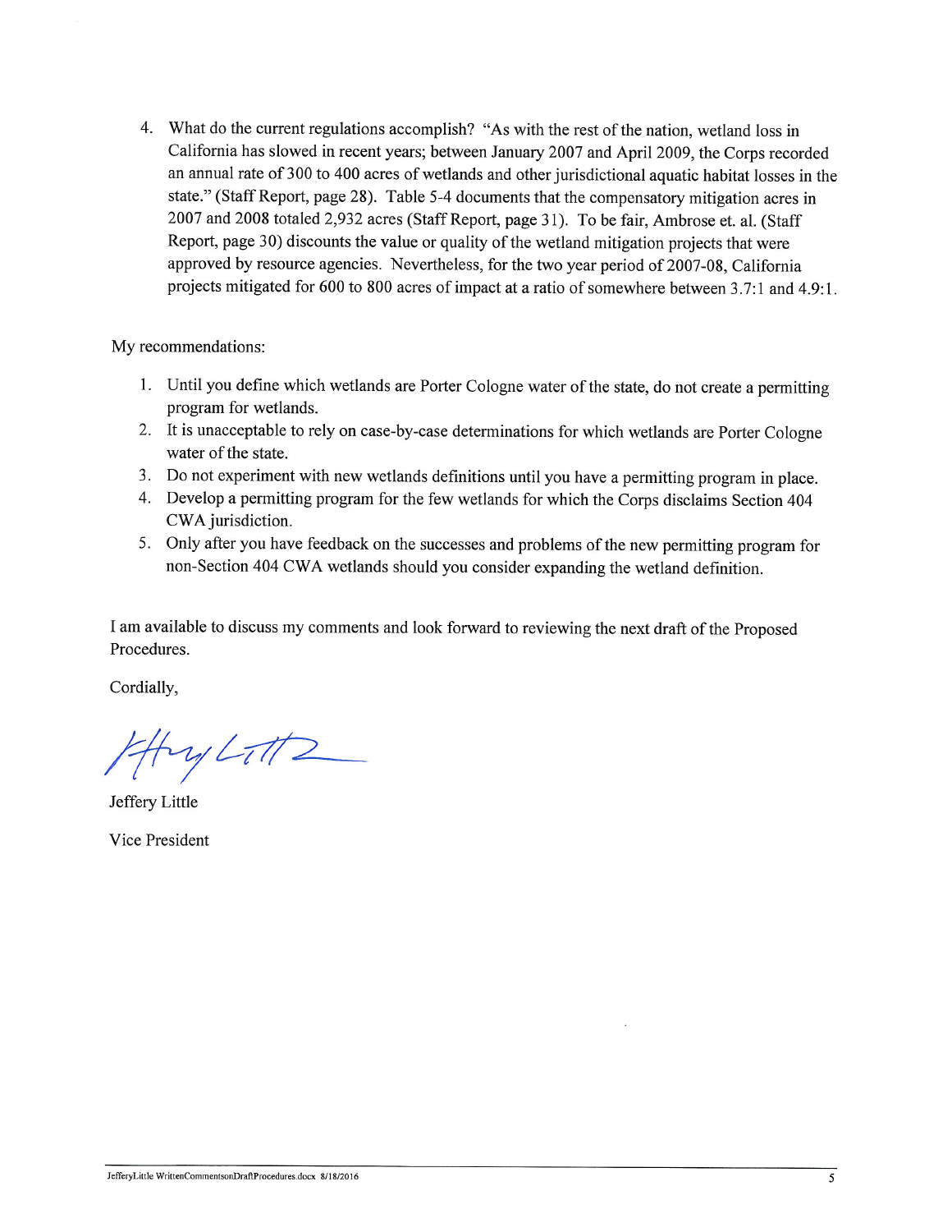4. What do the current regulations accomplish? "As with the rest of the nation, wetland loss in California has slowed in recent years; between January 2007 and April 2009, the Corps recorded an annual rate of 300 to 400 acres of wetlands and other jurisdictional aquatic habitat losses in the state." (Staff Report, page 28). Table 5-4 documents that the compensatory mitigation acres in 2007 and 2008 totaled 2,932 acres (Staff Report, page 31). To be fair, Ambrose et. al. (Staff Report, page 30) discounts the value or quality of the wetland mitigation projects that were approved by resource agencies. Nevertheless, for the two year period of 2007-08, California projects mitigated for 600 to 800 acres of impact at a ratio of somewhere between 3.7:1 and 4.9:1.

My recommendations:

1. Until you define which wetlands are Porter Cologne water of the state, do not create a permitting program for wetlands.
2. It is unacceptable to rely on case-by-case determinations for which wetlands are Porter Cologne water of the state.
3. Do not experiment with new wetlands definitions until you have a permitting program in place.
4. Develop a permitting program for the few wetlands for which the Corps disclaims Section 404 CWA jurisdiction.
5. Only after you have feedback on the successes and problems of the new permitting program for non-Section 404 CWA wetlands should you consider expanding the wetland definition.

I am available to discuss my comments and look forward to reviewing the next draft of the Proposed Procedures.

Cordially,

Jeffery Little

Vice President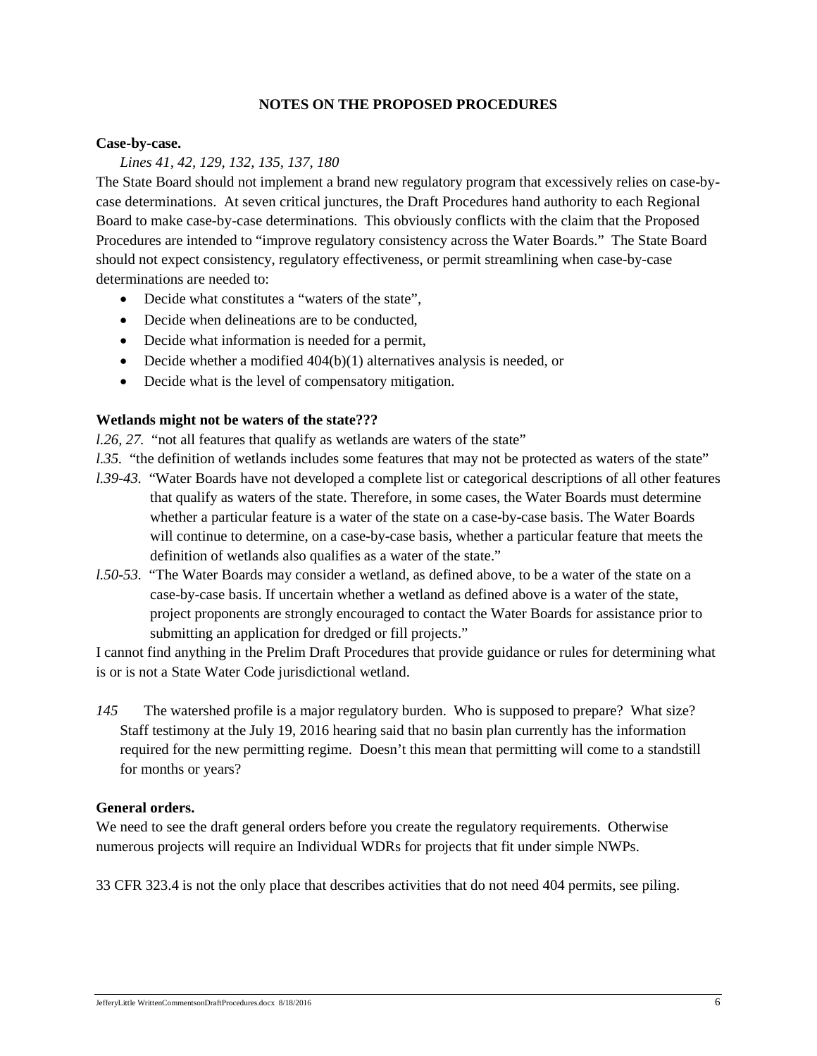## NOTES ON THE PROPOSED PROCEDURES

**Case-by-case.**

*Lines 41, 42, 129, 132, 135, 137, 180*

The State Board should not implement a brand new regulatory program that excessively relies on case-by-case determinations. At seven critical junctures, the Draft Procedures hand authority to each Regional Board to make case-by-case determinations. This obviously conflicts with the claim that the Proposed Procedures are intended to "improve regulatory consistency across the Water Boards." The State Board should not expect consistency, regulatory effectiveness, or permit streamlining when case-by-case determinations are needed to:

- Decide what constitutes a "waters of the state",
- Decide when delineations are to be conducted,
- Decide what information is needed for a permit,
- Decide whether a modified 404(b)(1) alternatives analysis is needed, or
- Decide what is the level of compensatory mitigation.

**Wetlands might not be waters of the state???**

*l.26, 27.* "not all features that qualify as wetlands are waters of the state"

*l.35.* "the definition of wetlands includes some features that may not be protected as waters of the state"

*l.39-43.* "Water Boards have not developed a complete list or categorical descriptions of all other features that qualify as waters of the state. Therefore, in some cases, the Water Boards must determine whether a particular feature is a water of the state on a case-by-case basis. The Water Boards will continue to determine, on a case-by-case basis, whether a particular feature that meets the definition of wetlands also qualifies as a water of the state."

*l.50-53.* "The Water Boards may consider a wetland, as defined above, to be a water of the state on a case-by-case basis. If uncertain whether a wetland as defined above is a water of the state, project proponents are strongly encouraged to contact the Water Boards for assistance prior to submitting an application for dredged or fill projects."

I cannot find anything in the Prelim Draft Procedures that provide guidance or rules for determining what is or is not a State Water Code jurisdictional wetland.

*145* The watershed profile is a major regulatory burden. Who is supposed to prepare? What size? Staff testimony at the July 19, 2016 hearing said that no basin plan currently has the information required for the new permitting regime. Doesn't this mean that permitting will come to a standstill for months or years?

**General orders.**

We need to see the draft general orders before you create the regulatory requirements. Otherwise numerous projects will require an Individual WDRs for projects that fit under simple NWPs.

33 CFR 323.4 is not the only place that describes activities that do not need 404 permits, see piling.